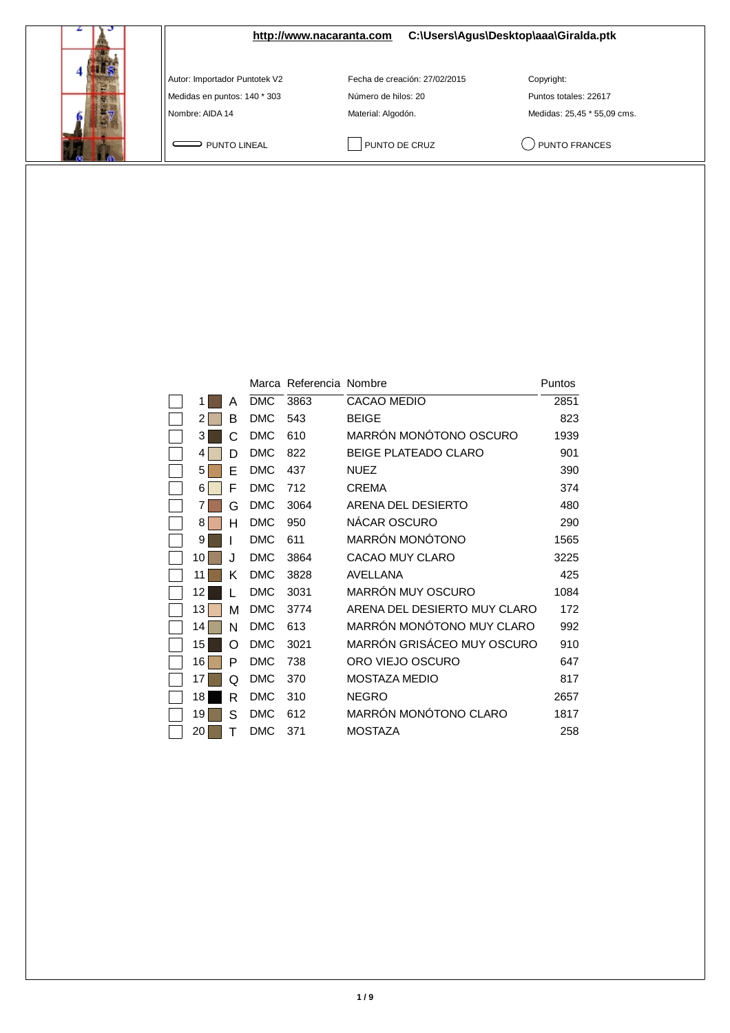**http://www.nacaranta.com** **C:\Users\Agus\Desktop\aaa\Giralda.ptk**

Autor: Importador Puntotek V2 | Fecha de creación: 27/02/2015 | Copyright:

Medidas en puntos: 140 * 303 | Número de hilos: 20 | Puntos totales: 22617

Nombre: AIDA 14 | Material: Algodón. | Medidas: 25,45 * 55,09 cms.

PUNTO LINEAL | PUNTO DE CRUZ | PUNTO FRANCES

| | | Marca | Referencia | Nombre | Puntos |
|---|---|---|---|---|---|
| 1 | A | DMC | 3863 | CACAO MEDIO | 2851 |
| 2 | B | DMC | 543 | BEIGE | 823 |
| 3 | C | DMC | 610 | MARRÓN MONÓTONO OSCURO | 1939 |
| 4 | D | DMC | 822 | BEIGE PLATEADO CLARO | 901 |
| 5 | E | DMC | 437 | NUEZ | 390 |
| 6 | F | DMC | 712 | CREMA | 374 |
| 7 | G | DMC | 3064 | ARENA DEL DESIERTO | 480 |
| 8 | H | DMC | 950 | NÁCAR OSCURO | 290 |
| 9 | I | DMC | 611 | MARRÓN MONÓTONO | 1565 |
| 10 | J | DMC | 3864 | CACAO MUY CLARO | 3225 |
| 11 | K | DMC | 3828 | AVELLANA | 425 |
| 12 | L | DMC | 3031 | MARRÓN MUY OSCURO | 1084 |
| 13 | M | DMC | 3774 | ARENA DEL DESIERTO MUY CLARO | 172 |
| 14 | N | DMC | 613 | MARRÓN MONÓTONO MUY CLARO | 992 |
| 15 | O | DMC | 3021 | MARRÓN GRISÁCEO MUY OSCURO | 910 |
| 16 | P | DMC | 738 | ORO VIEJO OSCURO | 647 |
| 17 | Q | DMC | 370 | MOSTAZA MEDIO | 817 |
| 18 | R | DMC | 310 | NEGRO | 2657 |
| 19 | S | DMC | 612 | MARRÓN MONÓTONO CLARO | 1817 |
| 20 | T | DMC | 371 | MOSTAZA | 258 |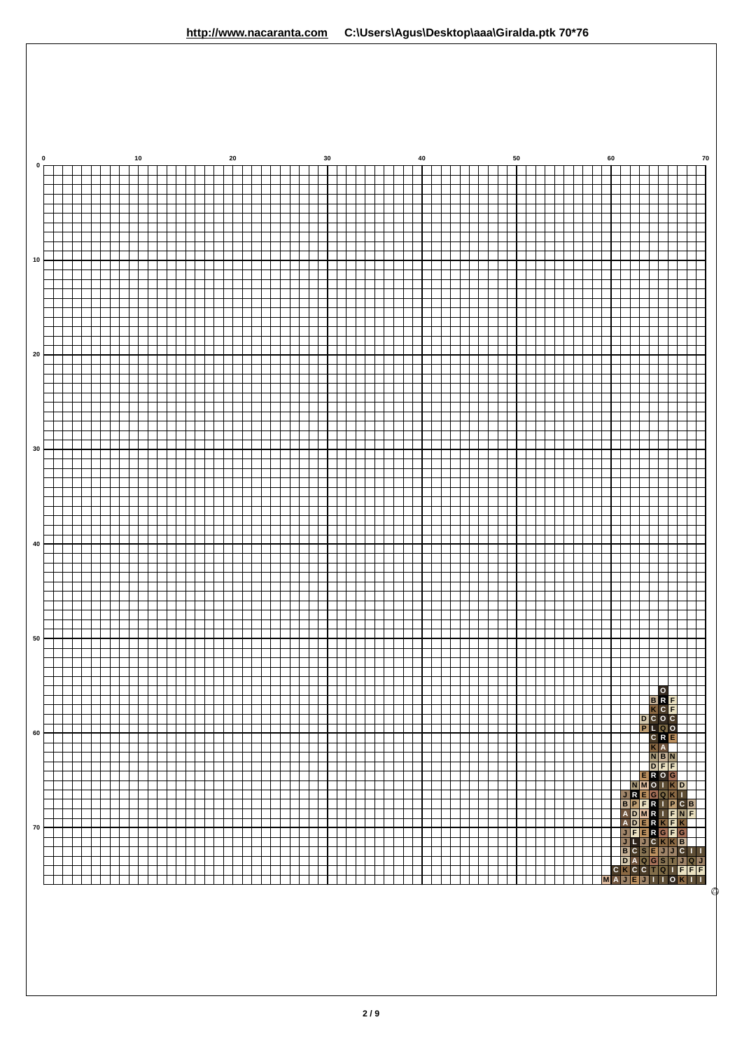http://www.nacaranta.com C:\Users\Agus\Desktop\aaa\Giralda.ptk 70*76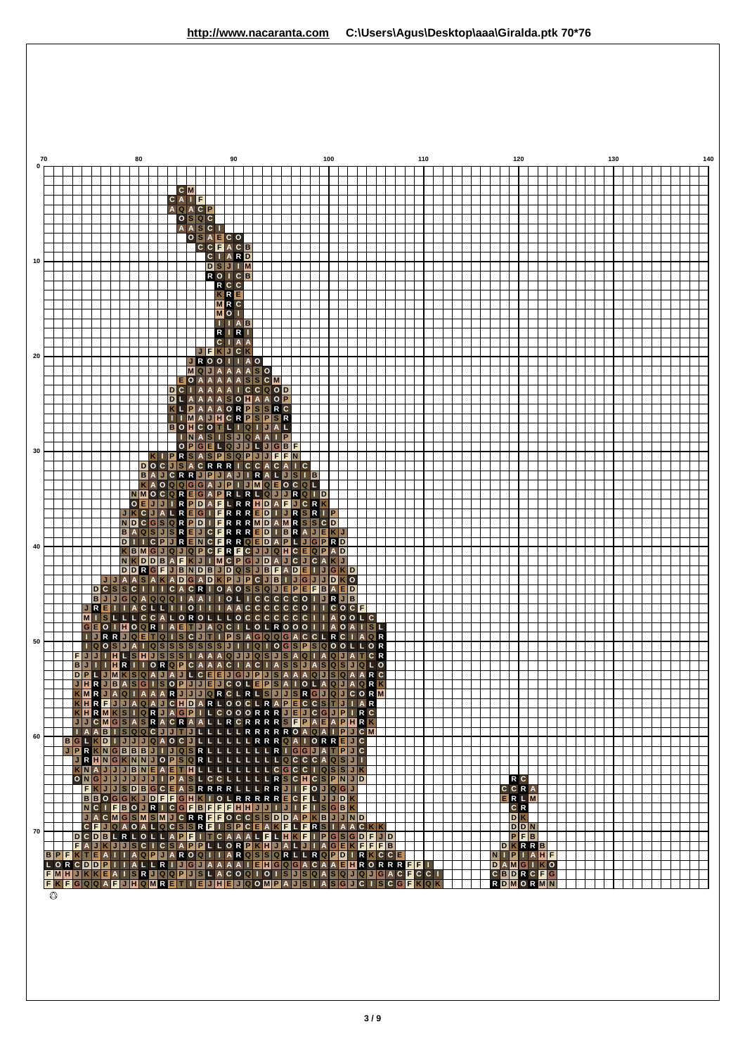**http://www.nacaranta.com C:\Users\Agus\Desktop\aaa\Giralda.ptk 70*76**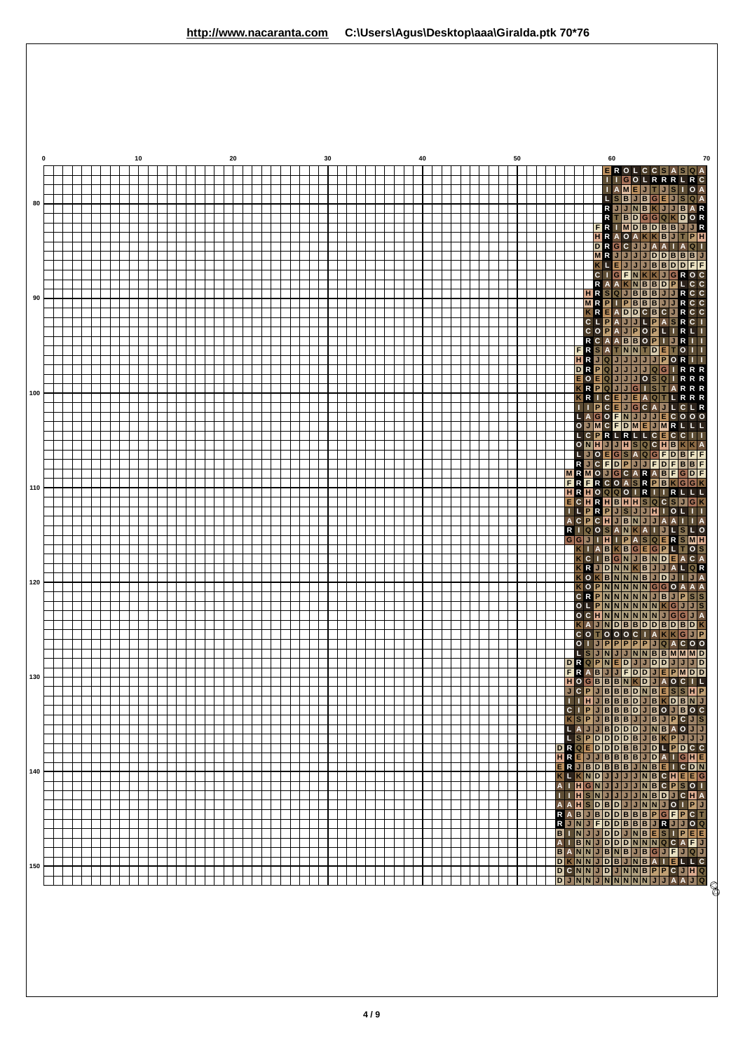http://www.nacaranta.com C:\Users\Agus\Desktop\aaa\Giralda.ptk 70*76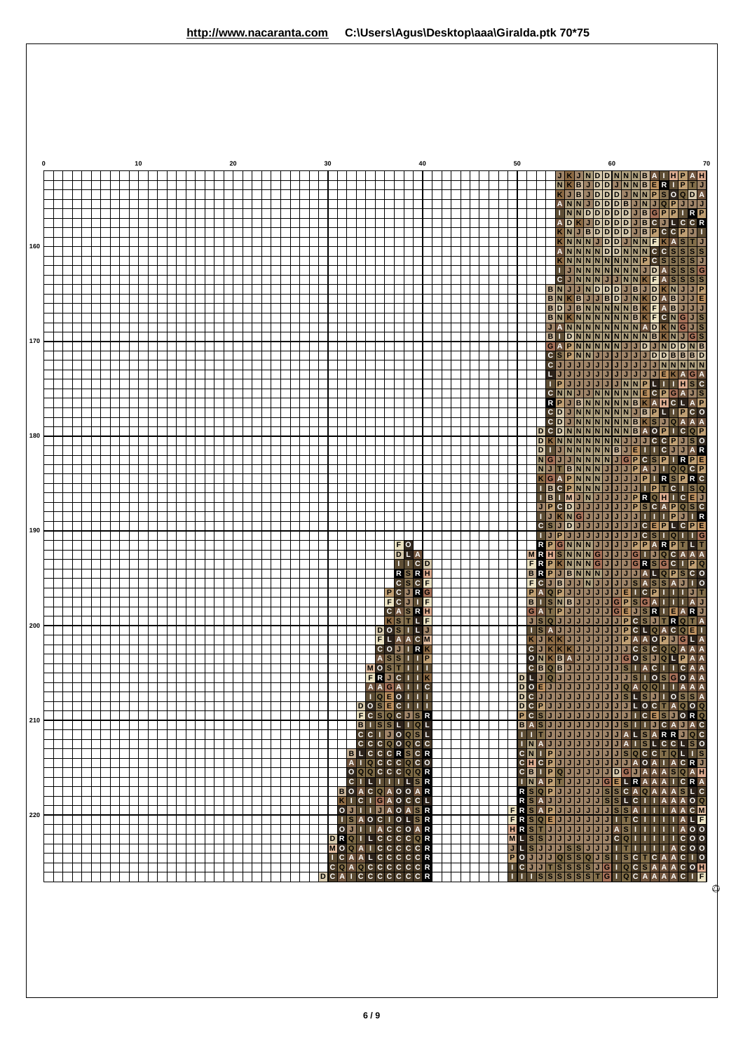**http://www.nacaranta.com** **C:\Users\Agus\Desktop\aaa\Giralda.ptk 70*75**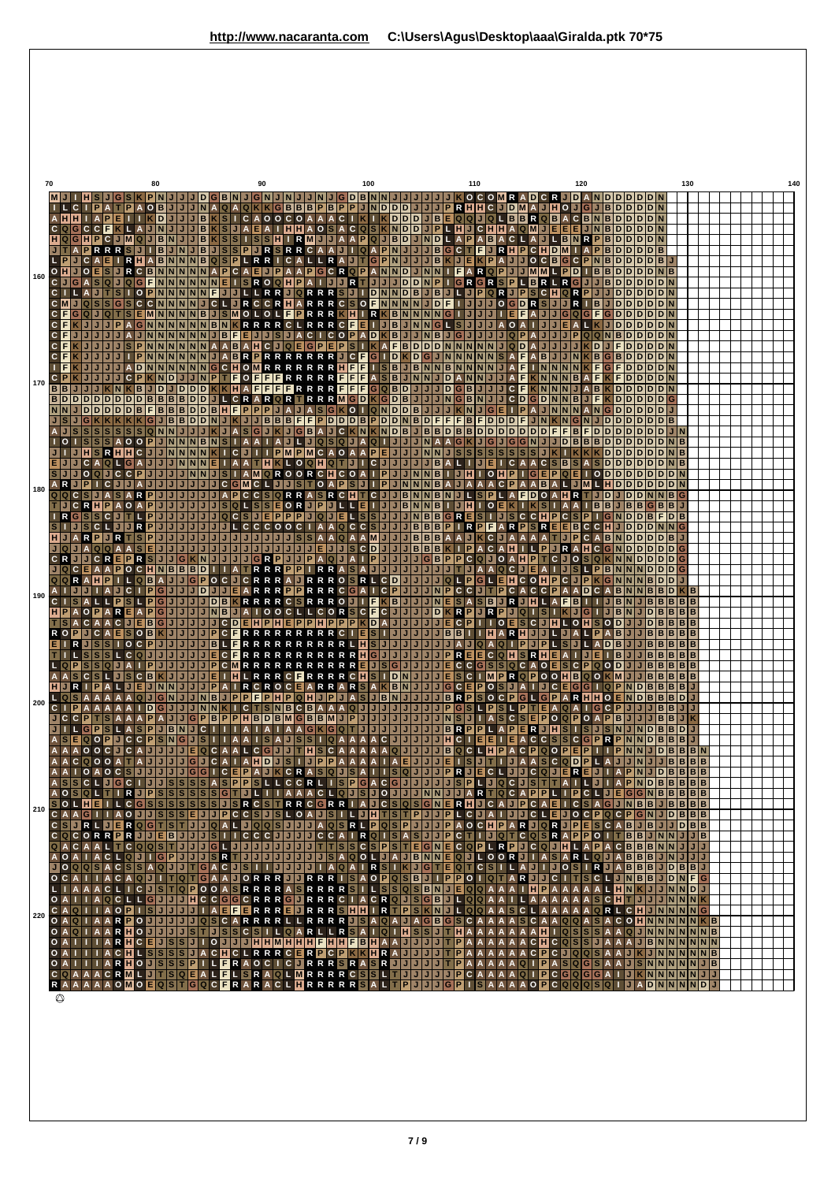http://www.nacaranta.com C:\Users\Agus\Desktop\aaa\Giralda.ptk 70*75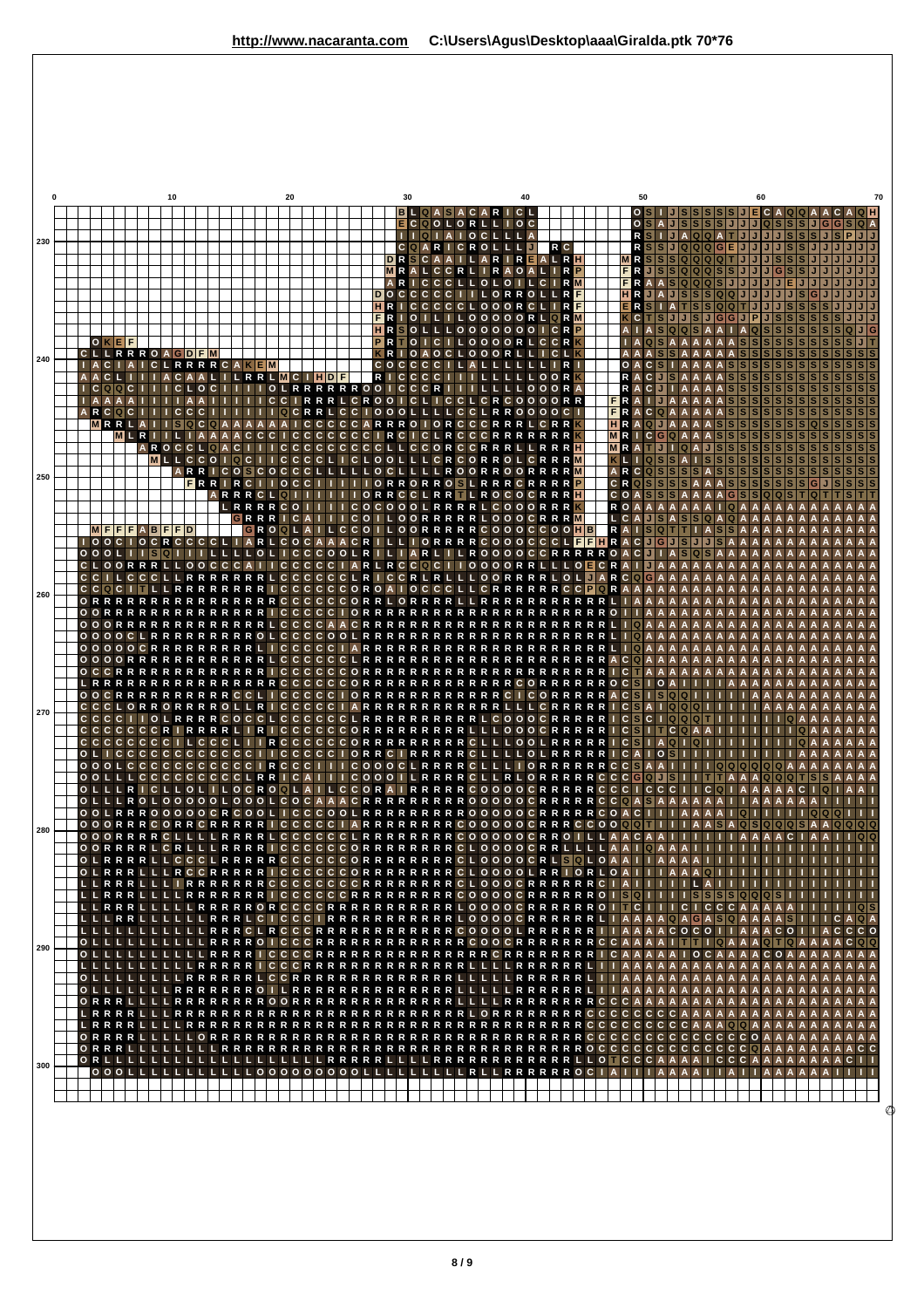http://www.nacaranta.com C:\Users\Agus\Desktop\aaa\Giralda.ptk 70*76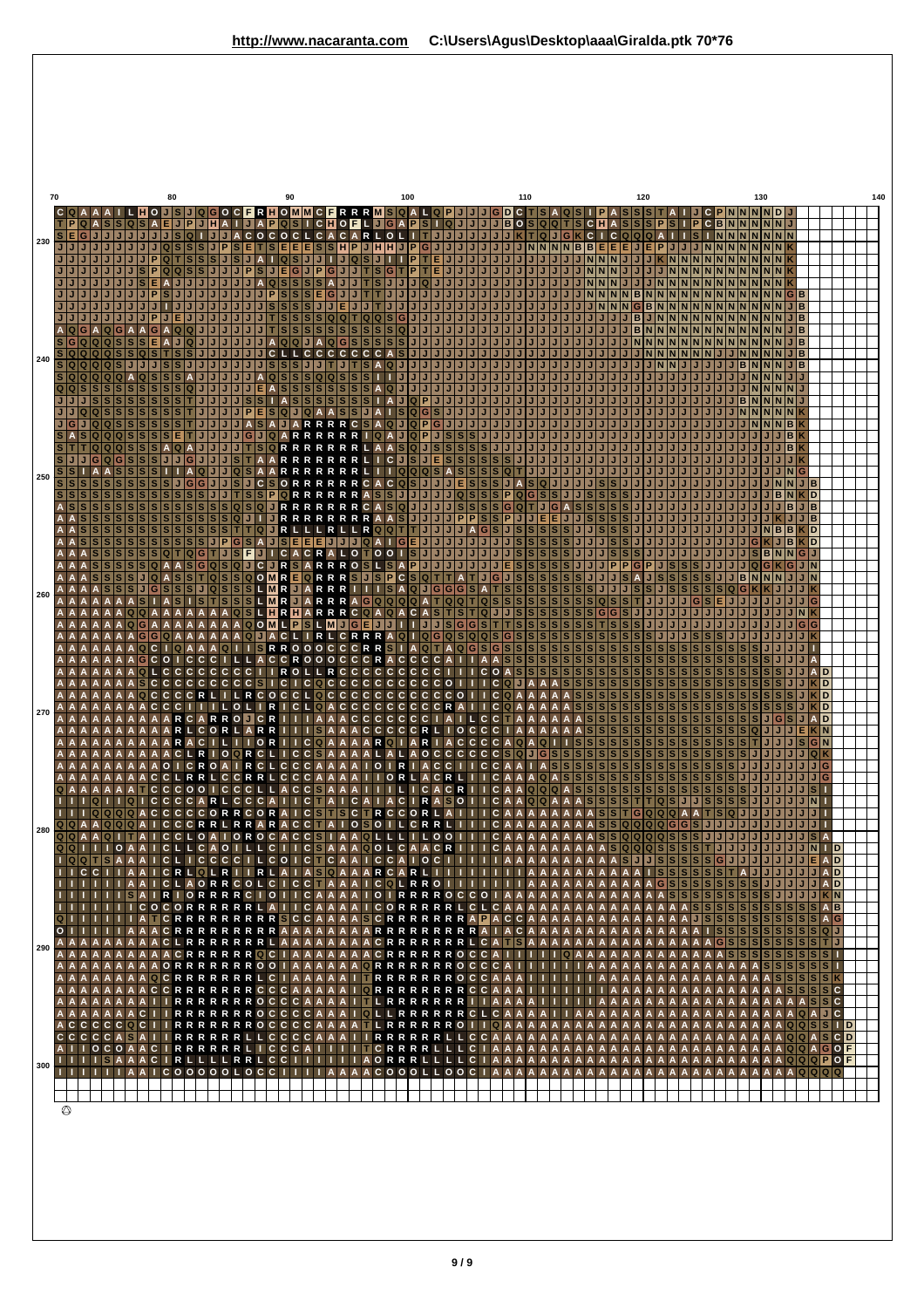70 80 90 100 110 120 130 140

230

240

250

260

270

280

290

300